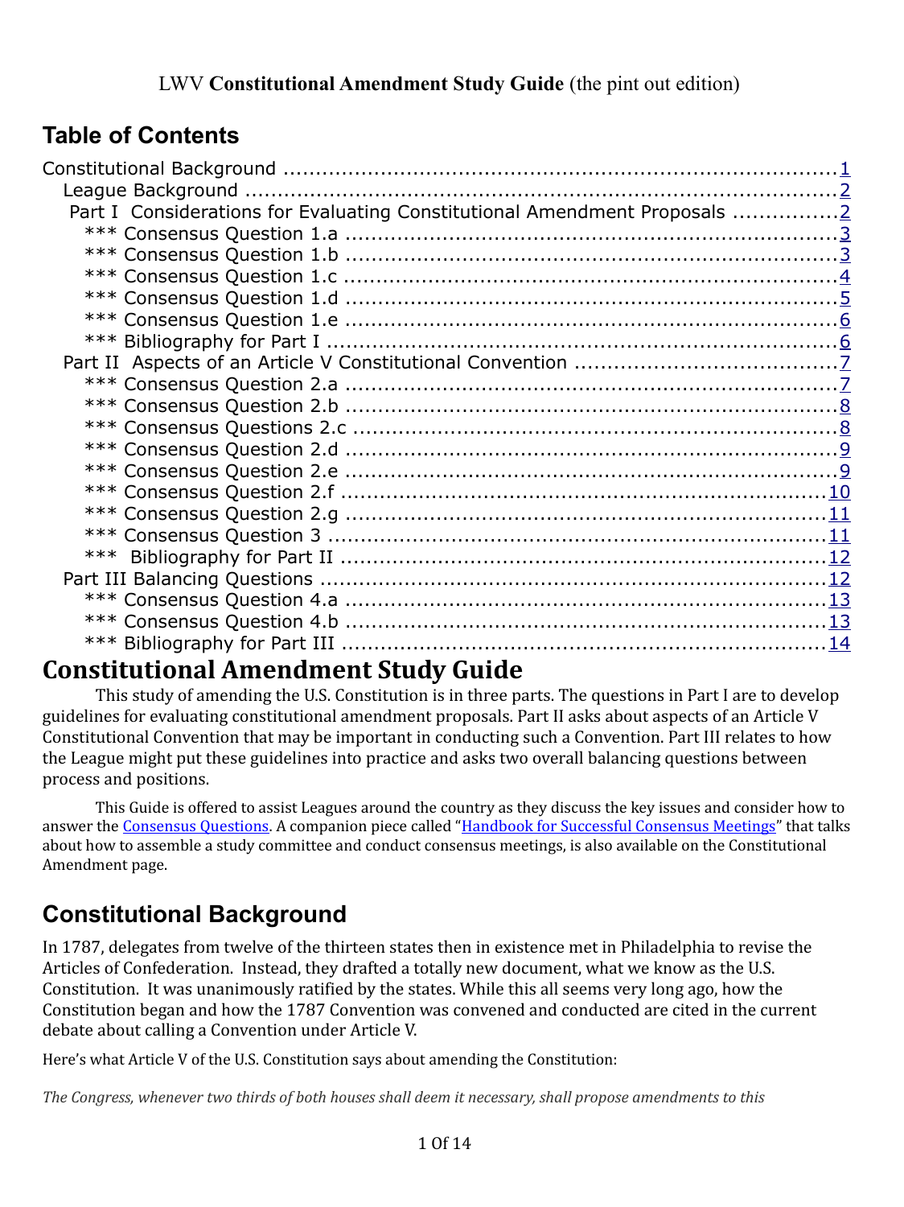LWV **Constitutional Amendment Study Guide** (the pint out edition)

## Table of Contents

Constitutional Background .......... [1]
League Background .......... [2]
Part I Considerations for Evaluating Constitutional Amendment Proposals .......... [2]
*** Consensus Question 1.a .......... [3]
*** Consensus Question 1.b .......... [3]
*** Consensus Question 1.c .......... [4]
*** Consensus Question 1.d .......... [5]
*** Consensus Question 1.e .......... [6]
*** Bibliography for Part I .......... [6]
Part II Aspects of an Article V Constitutional Convention .......... [7]
*** Consensus Question 2.a .......... [7]
*** Consensus Question 2.b .......... [8]
*** Consensus Questions 2.c .......... [8]
*** Consensus Question 2.d .......... [9]
*** Consensus Question 2.e .......... [9]
*** Consensus Question 2.f .......... [10]
*** Consensus Question 2.g .......... [11]
*** Consensus Question 3 .......... [11]
*** Bibliography for Part II .......... [12]
Part III Balancing Questions .......... [12]
*** Consensus Question 4.a .......... [13]
*** Consensus Question 4.b .......... [13]
*** Bibliography for Part III .......... [14]

# Constitutional Amendment Study Guide

This study of amending the U.S. Constitution is in three parts. The questions in Part I are to develop guidelines for evaluating constitutional amendment proposals. Part II asks about aspects of an Article V Constitutional Convention that may be important in conducting such a Convention. Part III relates to how the League might put these guidelines into practice and asks two overall balancing questions between process and positions.

This Guide is offered to assist Leagues around the country as they discuss the key issues and consider how to answer the Consensus Questions. A companion piece called "Handbook for Successful Consensus Meetings" that talks about how to assemble a study committee and conduct consensus meetings, is also available on the Constitutional Amendment page.

## Constitutional Background

In 1787, delegates from twelve of the thirteen states then in existence met in Philadelphia to revise the Articles of Confederation. Instead, they drafted a totally new document, what we know as the U.S. Constitution. It was unanimously ratified by the states. While this all seems very long ago, how the Constitution began and how the 1787 Convention was convened and conducted are cited in the current debate about calling a Convention under Article V.

Here's what Article V of the U.S. Constitution says about amending the Constitution:

*The Congress, whenever two thirds of both houses shall deem it necessary, shall propose amendments to this*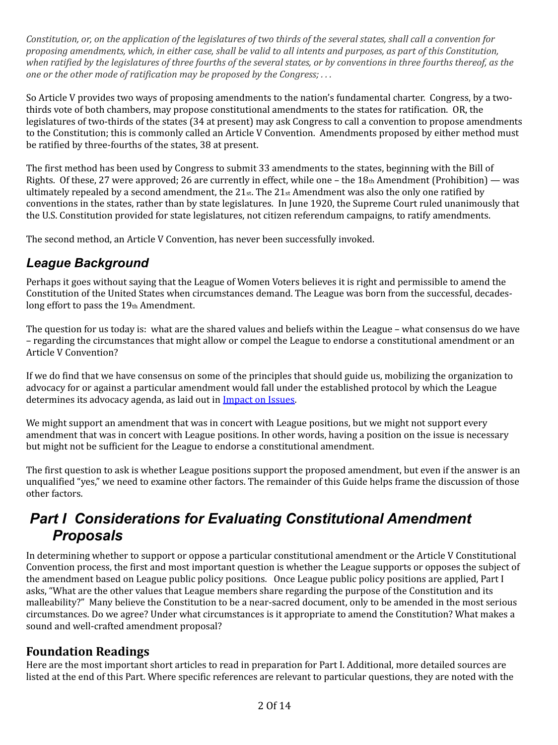*Constitution, or, on the application of the legislatures of two thirds of the several states, shall call a convention for proposing amendments, which, in either case, shall be valid to all intents and purposes, as part of this Constitution, when ratified by the legislatures of three fourths of the several states, or by conventions in three fourths thereof, as the one or the other mode of ratification may be proposed by the Congress; . . .*

So Article V provides two ways of proposing amendments to the nation's fundamental charter. Congress, by a two-thirds vote of both chambers, may propose constitutional amendments to the states for ratification. OR, the legislatures of two-thirds of the states (34 at present) may ask Congress to call a convention to propose amendments to the Constitution; this is commonly called an Article V Convention. Amendments proposed by either method must be ratified by three-fourths of the states, 38 at present.

The first method has been used by Congress to submit 33 amendments to the states, beginning with the Bill of Rights. Of these, 27 were approved; 26 are currently in effect, while one – the 18th Amendment (Prohibition) — was ultimately repealed by a second amendment, the 21st. The 21st Amendment was also the only one ratified by conventions in the states, rather than by state legislatures. In June 1920, the Supreme Court ruled unanimously that the U.S. Constitution provided for state legislatures, not citizen referendum campaigns, to ratify amendments.

The second method, an Article V Convention, has never been successfully invoked.

## *League Background*

Perhaps it goes without saying that the League of Women Voters believes it is right and permissible to amend the Constitution of the United States when circumstances demand. The League was born from the successful, decades-long effort to pass the 19th Amendment.

The question for us today is: what are the shared values and beliefs within the League – what consensus do we have – regarding the circumstances that might allow or compel the League to endorse a constitutional amendment or an Article V Convention?

If we do find that we have consensus on some of the principles that should guide us, mobilizing the organization to advocacy for or against a particular amendment would fall under the established protocol by which the League determines its advocacy agenda, as laid out in Impact on Issues.

We might support an amendment that was in concert with League positions, but we might not support every amendment that was in concert with League positions. In other words, having a position on the issue is necessary but might not be sufficient for the League to endorse a constitutional amendment.

The first question to ask is whether League positions support the proposed amendment, but even if the answer is an unqualified "yes," we need to examine other factors. The remainder of this Guide helps frame the discussion of those other factors.

# *Part I Considerations for Evaluating Constitutional Amendment Proposals*

In determining whether to support or oppose a particular constitutional amendment or the Article V Constitutional Convention process, the first and most important question is whether the League supports or opposes the subject of the amendment based on League public policy positions. Once League public policy positions are applied, Part I asks, "What are the other values that League members share regarding the purpose of the Constitution and its malleability?" Many believe the Constitution to be a near-sacred document, only to be amended in the most serious circumstances. Do we agree? Under what circumstances is it appropriate to amend the Constitution? What makes a sound and well-crafted amendment proposal?

### **Foundation Readings**

Here are the most important short articles to read in preparation for Part I. Additional, more detailed sources are listed at the end of this Part. Where specific references are relevant to particular questions, they are noted with the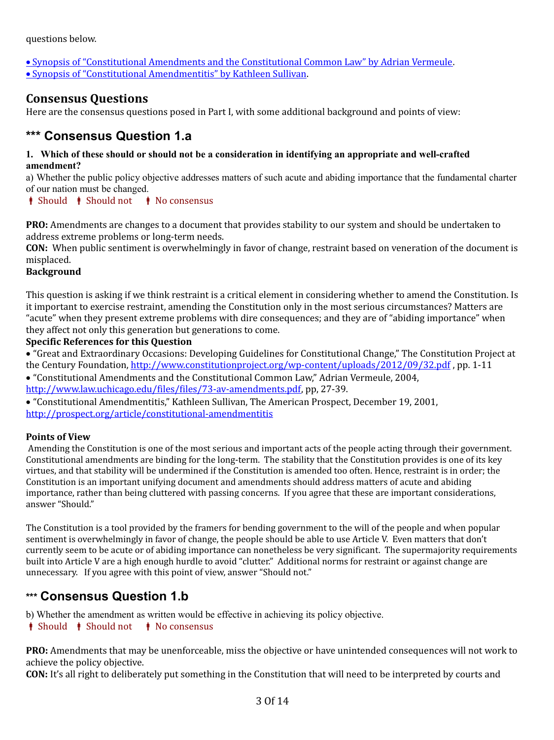questions below.

[• Synopsis of "Constitutional Amendments and the Constitutional Common Law" by Adrian Vermeule](#).
[• Synopsis of "Constitutional Amendmentitis" by Kathleen Sullivan](#).

## Consensus Questions

Here are the consensus questions posed in Part I, with some additional background and points of view:

## *** Consensus Question 1.a

**1. Which of these should or should not be a consideration in identifying an appropriate and well-crafted amendment?**

a) Whether the public policy objective addresses matters of such acute and abiding importance that the fundamental charter of our nation must be changed.

- Should
- Should not
- No consensus

**PRO:** Amendments are changes to a document that provides stability to our system and should be undertaken to address extreme problems or long-term needs.

**CON:** When public sentiment is overwhelmingly in favor of change, restraint based on veneration of the document is misplaced.

**Background**

This question is asking if we think restraint is a critical element in considering whether to amend the Constitution. Is it important to exercise restraint, amending the Constitution only in the most serious circumstances? Matters are "acute" when they present extreme problems with dire consequences; and they are of "abiding importance" when they affect not only this generation but generations to come.

**Specific References for this Question**

- "Great and Extraordinary Occasions: Developing Guidelines for Constitutional Change," The Constitution Project at the Century Foundation, http://www.constitutionproject.org/wp-content/uploads/2012/09/32.pdf , pp. 1-11
- "Constitutional Amendments and the Constitutional Common Law," Adrian Vermeule, 2004, http://www.law.uchicago.edu/files/files/73-av-amendments.pdf, pp, 27-39.
- "Constitutional Amendmentitis," Kathleen Sullivan, The American Prospect, December 19, 2001, http://prospect.org/article/constitutional-amendmentitis

**Points of View**

Amending the Constitution is one of the most serious and important acts of the people acting through their government. Constitutional amendments are binding for the long-term. The stability that the Constitution provides is one of its key virtues, and that stability will be undermined if the Constitution is amended too often. Hence, restraint is in order; the Constitution is an important unifying document and amendments should address matters of acute and abiding importance, rather than being cluttered with passing concerns. If you agree that these are important considerations, answer "Should."

The Constitution is a tool provided by the framers for bending government to the will of the people and when popular sentiment is overwhelmingly in favor of change, the people should be able to use Article V. Even matters that don't currently seem to be acute or of abiding importance can nonetheless be very significant. The supermajority requirements built into Article V are a high enough hurdle to avoid "clutter." Additional norms for restraint or against change are unnecessary. If you agree with this point of view, answer "Should not."

## *** Consensus Question 1.b

b) Whether the amendment as written would be effective in achieving its policy objective.

- Should
- Should not
- No consensus

**PRO:** Amendments that may be unenforceable, miss the objective or have unintended consequences will not work to achieve the policy objective.

**CON:** It's all right to deliberately put something in the Constitution that will need to be interpreted by courts and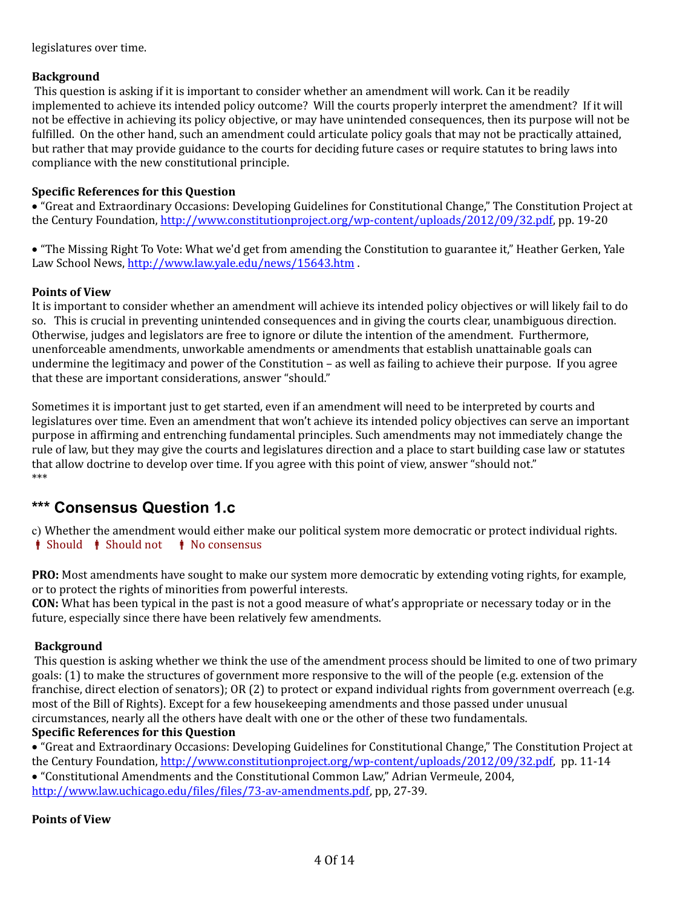legislatures over time.

**Background**

This question is asking if it is important to consider whether an amendment will work. Can it be readily implemented to achieve its intended policy outcome? Will the courts properly interpret the amendment? If it will not be effective in achieving its policy objective, or may have unintended consequences, then its purpose will not be fulfilled. On the other hand, such an amendment could articulate policy goals that may not be practically attained, but rather that may provide guidance to the courts for deciding future cases or require statutes to bring laws into compliance with the new constitutional principle.

**Specific References for this Question**

• "Great and Extraordinary Occasions: Developing Guidelines for Constitutional Change," The Constitution Project at the Century Foundation, http://www.constitutionproject.org/wp-content/uploads/2012/09/32.pdf, pp. 19-20

• "The Missing Right To Vote: What we'd get from amending the Constitution to guarantee it," Heather Gerken, Yale Law School News, http://www.law.yale.edu/news/15643.htm .

**Points of View**

It is important to consider whether an amendment will achieve its intended policy objectives or will likely fail to do so. This is crucial in preventing unintended consequences and in giving the courts clear, unambiguous direction. Otherwise, judges and legislators are free to ignore or dilute the intention of the amendment. Furthermore, unenforceable amendments, unworkable amendments or amendments that establish unattainable goals can undermine the legitimacy and power of the Constitution – as well as failing to achieve their purpose. If you agree that these are important considerations, answer "should."

Sometimes it is important just to get started, even if an amendment will need to be interpreted by courts and legislatures over time. Even an amendment that won't achieve its intended policy objectives can serve an important purpose in affirming and entrenching fundamental principles. Such amendments may not immediately change the rule of law, but they may give the courts and legislatures direction and a place to start building case law or statutes that allow doctrine to develop over time. If you agree with this point of view, answer "should not."

***

## *** Consensus Question 1.c

c) Whether the amendment would either make our political system more democratic or protect individual rights.

Should   Should not   No consensus

**PRO:** Most amendments have sought to make our system more democratic by extending voting rights, for example, or to protect the rights of minorities from powerful interests.

**CON:** What has been typical in the past is not a good measure of what's appropriate or necessary today or in the future, especially since there have been relatively few amendments.

**Background**

This question is asking whether we think the use of the amendment process should be limited to one of two primary goals: (1) to make the structures of government more responsive to the will of the people (e.g. extension of the franchise, direct election of senators); OR (2) to protect or expand individual rights from government overreach (e.g. most of the Bill of Rights). Except for a few housekeeping amendments and those passed under unusual circumstances, nearly all the others have dealt with one or the other of these two fundamentals.

**Specific References for this Question**

• "Great and Extraordinary Occasions: Developing Guidelines for Constitutional Change," The Constitution Project at the Century Foundation, http://www.constitutionproject.org/wp-content/uploads/2012/09/32.pdf, pp. 11-14

• "Constitutional Amendments and the Constitutional Common Law," Adrian Vermeule, 2004, http://www.law.uchicago.edu/files/files/73-av-amendments.pdf, pp, 27-39.

**Points of View**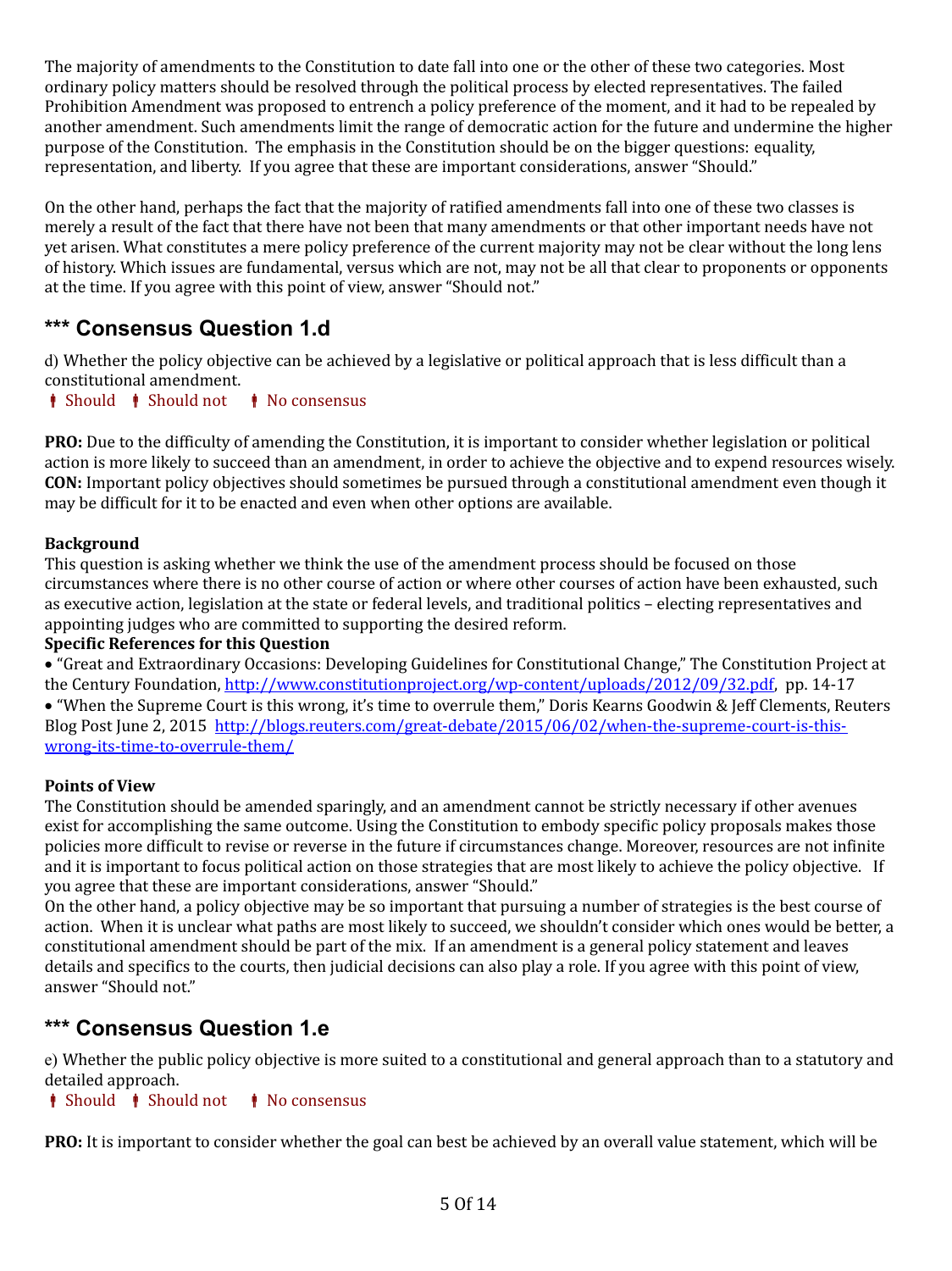The majority of amendments to the Constitution to date fall into one or the other of these two categories. Most ordinary policy matters should be resolved through the political process by elected representatives. The failed Prohibition Amendment was proposed to entrench a policy preference of the moment, and it had to be repealed by another amendment. Such amendments limit the range of democratic action for the future and undermine the higher purpose of the Constitution. The emphasis in the Constitution should be on the bigger questions: equality, representation, and liberty. If you agree that these are important considerations, answer "Should."

On the other hand, perhaps the fact that the majority of ratified amendments fall into one of these two classes is merely a result of the fact that there have not been that many amendments or that other important needs have not yet arisen. What constitutes a mere policy preference of the current majority may not be clear without the long lens of history. Which issues are fundamental, versus which are not, may not be all that clear to proponents or opponents at the time. If you agree with this point of view, answer "Should not."

## *** Consensus Question 1.d

d) Whether the policy objective can be achieved by a legislative or political approach that is less difficult than a constitutional amendment.

- Should
- Should not
- No consensus

**PRO:** Due to the difficulty of amending the Constitution, it is important to consider whether legislation or political action is more likely to succeed than an amendment, in order to achieve the objective and to expend resources wisely.
**CON:** Important policy objectives should sometimes be pursued through a constitutional amendment even though it may be difficult for it to be enacted and even when other options are available.

**Background**
This question is asking whether we think the use of the amendment process should be focused on those circumstances where there is no other course of action or where other courses of action have been exhausted, such as executive action, legislation at the state or federal levels, and traditional politics – electing representatives and appointing judges who are committed to supporting the desired reform.

**Specific References for this Question**

- "Great and Extraordinary Occasions: Developing Guidelines for Constitutional Change," The Constitution Project at the Century Foundation, http://www.constitutionproject.org/wp-content/uploads/2012/09/32.pdf, pp. 14-17
- "When the Supreme Court is this wrong, it's time to overrule them," Doris Kearns Goodwin & Jeff Clements, Reuters Blog Post June 2, 2015 http://blogs.reuters.com/great-debate/2015/06/02/when-the-supreme-court-is-this-wrong-its-time-to-overrule-them/

**Points of View**
The Constitution should be amended sparingly, and an amendment cannot be strictly necessary if other avenues exist for accomplishing the same outcome. Using the Constitution to embody specific policy proposals makes those policies more difficult to revise or reverse in the future if circumstances change. Moreover, resources are not infinite and it is important to focus political action on those strategies that are most likely to achieve the policy objective. If you agree that these are important considerations, answer "Should."
On the other hand, a policy objective may be so important that pursuing a number of strategies is the best course of action. When it is unclear what paths are most likely to succeed, we shouldn't consider which ones would be better, a constitutional amendment should be part of the mix. If an amendment is a general policy statement and leaves details and specifics to the courts, then judicial decisions can also play a role. If you agree with this point of view, answer "Should not."

## *** Consensus Question 1.e

e) Whether the public policy objective is more suited to a constitutional and general approach than to a statutory and detailed approach.

- Should
- Should not
- No consensus

**PRO:** It is important to consider whether the goal can best be achieved by an overall value statement, which will be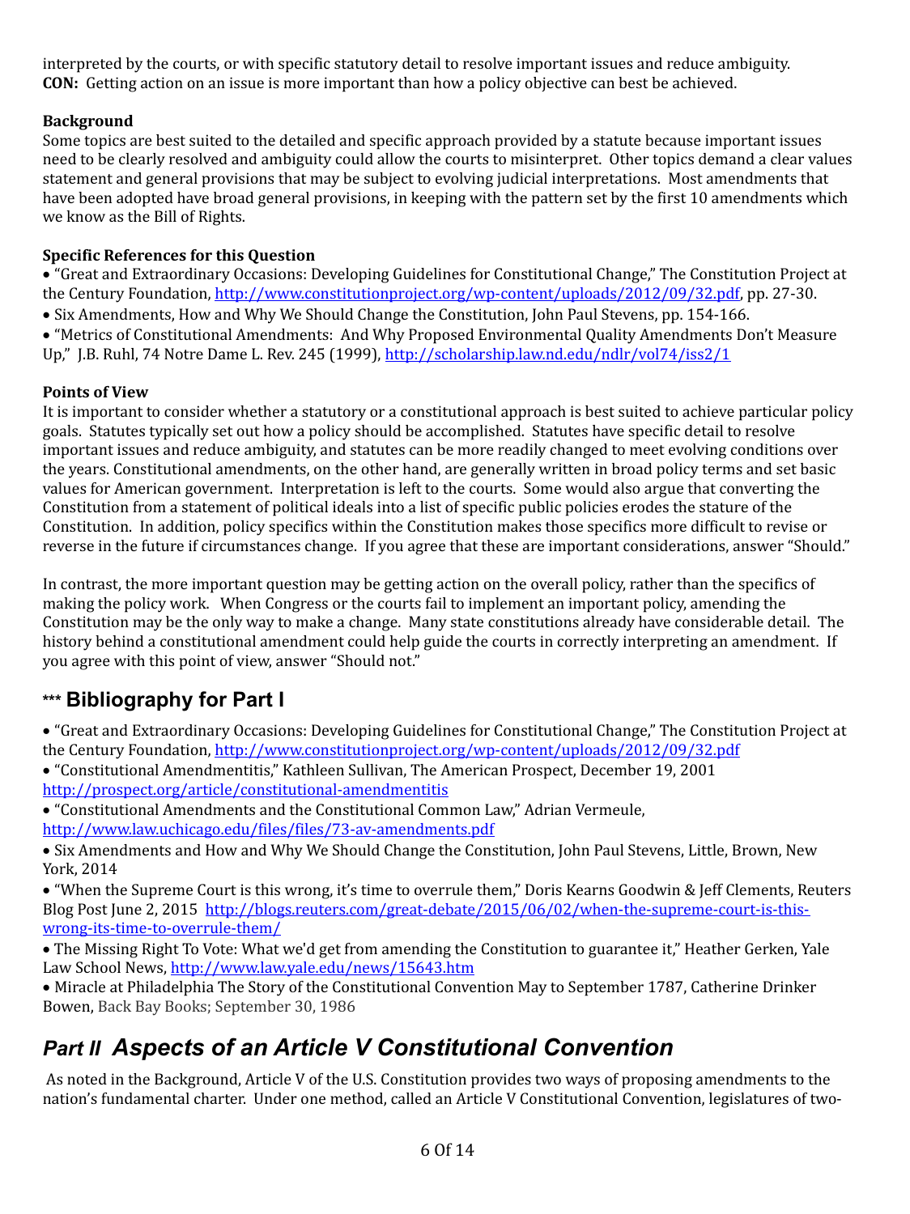interpreted by the courts, or with specific statutory detail to resolve important issues and reduce ambiguity.
**CON:** Getting action on an issue is more important than how a policy objective can best be achieved.

**Background**

Some topics are best suited to the detailed and specific approach provided by a statute because important issues need to be clearly resolved and ambiguity could allow the courts to misinterpret. Other topics demand a clear values statement and general provisions that may be subject to evolving judicial interpretations. Most amendments that have been adopted have broad general provisions, in keeping with the pattern set by the first 10 amendments which we know as the Bill of Rights.

**Specific References for this Question**

- "Great and Extraordinary Occasions: Developing Guidelines for Constitutional Change," The Constitution Project at the Century Foundation, http://www.constitutionproject.org/wp-content/uploads/2012/09/32.pdf, pp. 27-30.
- Six Amendments, How and Why We Should Change the Constitution, John Paul Stevens, pp. 154-166.
- "Metrics of Constitutional Amendments: And Why Proposed Environmental Quality Amendments Don't Measure Up," J.B. Ruhl, 74 Notre Dame L. Rev. 245 (1999), http://scholarship.law.nd.edu/ndlr/vol74/iss2/1

**Points of View**

It is important to consider whether a statutory or a constitutional approach is best suited to achieve particular policy goals. Statutes typically set out how a policy should be accomplished. Statutes have specific detail to resolve important issues and reduce ambiguity, and statutes can be more readily changed to meet evolving conditions over the years. Constitutional amendments, on the other hand, are generally written in broad policy terms and set basic values for American government. Interpretation is left to the courts. Some would also argue that converting the Constitution from a statement of political ideals into a list of specific public policies erodes the stature of the Constitution. In addition, policy specifics within the Constitution makes those specifics more difficult to revise or reverse in the future if circumstances change. If you agree that these are important considerations, answer "Should."

In contrast, the more important question may be getting action on the overall policy, rather than the specifics of making the policy work. When Congress or the courts fail to implement an important policy, amending the Constitution may be the only way to make a change. Many state constitutions already have considerable detail. The history behind a constitutional amendment could help guide the courts in correctly interpreting an amendment. If you agree with this point of view, answer "Should not."

## *** Bibliography for Part I

- "Great and Extraordinary Occasions: Developing Guidelines for Constitutional Change," The Constitution Project at the Century Foundation, http://www.constitutionproject.org/wp-content/uploads/2012/09/32.pdf
- "Constitutional Amendmentitis," Kathleen Sullivan, The American Prospect, December 19, 2001 http://prospect.org/article/constitutional-amendmentitis
- "Constitutional Amendments and the Constitutional Common Law," Adrian Vermeule, http://www.law.uchicago.edu/files/files/73-av-amendments.pdf
- Six Amendments and How and Why We Should Change the Constitution, John Paul Stevens, Little, Brown, New York, 2014
- "When the Supreme Court is this wrong, it's time to overrule them," Doris Kearns Goodwin & Jeff Clements, Reuters Blog Post June 2, 2015 http://blogs.reuters.com/great-debate/2015/06/02/when-the-supreme-court-is-this-wrong-its-time-to-overrule-them/
- The Missing Right To Vote: What we'd get from amending the Constitution to guarantee it," Heather Gerken, Yale Law School News, http://www.law.yale.edu/news/15643.htm
- Miracle at Philadelphia The Story of the Constitutional Convention May to September 1787, Catherine Drinker Bowen, Back Bay Books; September 30, 1986

# *Part II Aspects of an Article V Constitutional Convention*

As noted in the Background, Article V of the U.S. Constitution provides two ways of proposing amendments to the nation's fundamental charter. Under one method, called an Article V Constitutional Convention, legislatures of two-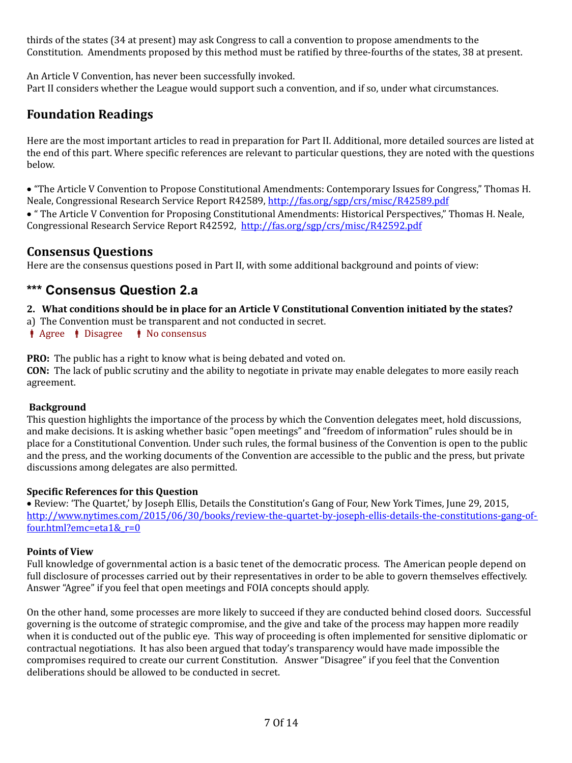thirds of the states (34 at present) may ask Congress to call a convention to propose amendments to the Constitution. Amendments proposed by this method must be ratified by three-fourths of the states, 38 at present.

An Article V Convention, has never been successfully invoked.
Part II considers whether the League would support such a convention, and if so, under what circumstances.

## Foundation Readings

Here are the most important articles to read in preparation for Part II. Additional, more detailed sources are listed at the end of this part. Where specific references are relevant to particular questions, they are noted with the questions below.

- "The Article V Convention to Propose Constitutional Amendments: Contemporary Issues for Congress," Thomas H. Neale, Congressional Research Service Report R42589, http://fas.org/sgp/crs/misc/R42589.pdf
- " The Article V Convention for Proposing Constitutional Amendments: Historical Perspectives," Thomas H. Neale, Congressional Research Service Report R42592, http://fas.org/sgp/crs/misc/R42592.pdf

## Consensus Questions

Here are the consensus questions posed in Part II, with some additional background and points of view:

## *** Consensus Question 2.a

**2. What conditions should be in place for an Article V Constitutional Convention initiated by the states?**

a) The Convention must be transparent and not conducted in secret.

Agree   Disagree   No consensus

**PRO:** The public has a right to know what is being debated and voted on.
**CON:** The lack of public scrutiny and the ability to negotiate in private may enable delegates to more easily reach agreement.

### Background

This question highlights the importance of the process by which the Convention delegates meet, hold discussions, and make decisions. It is asking whether basic "open meetings" and "freedom of information" rules should be in place for a Constitutional Convention. Under such rules, the formal business of the Convention is open to the public and the press, and the working documents of the Convention are accessible to the public and the press, but private discussions among delegates are also permitted.

### Specific References for this Question

- Review: 'The Quartet,' by Joseph Ellis, Details the Constitution's Gang of Four, New York Times, June 29, 2015, http://www.nytimes.com/2015/06/30/books/review-the-quartet-by-joseph-ellis-details-the-constitutions-gang-of-four.html?emc=eta1&_r=0

### Points of View

Full knowledge of governmental action is a basic tenet of the democratic process. The American people depend on full disclosure of processes carried out by their representatives in order to be able to govern themselves effectively. Answer "Agree" if you feel that open meetings and FOIA concepts should apply.

On the other hand, some processes are more likely to succeed if they are conducted behind closed doors. Successful governing is the outcome of strategic compromise, and the give and take of the process may happen more readily when it is conducted out of the public eye. This way of proceeding is often implemented for sensitive diplomatic or contractual negotiations. It has also been argued that today's transparency would have made impossible the compromises required to create our current Constitution. Answer "Disagree" if you feel that the Convention deliberations should be allowed to be conducted in secret.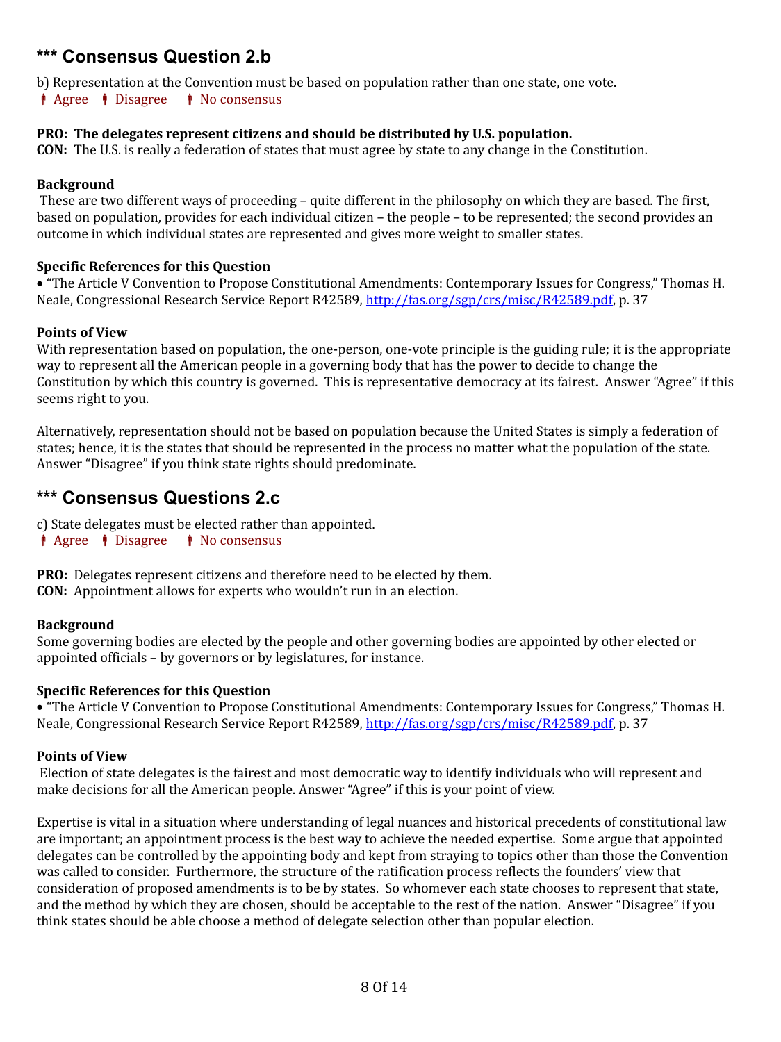## *** Consensus Question 2.b

b) Representation at the Convention must be based on population rather than one state, one vote.

Agree   Disagree   No consensus

**PRO: The delegates represent citizens and should be distributed by U.S. population.**
**CON:** The U.S. is really a federation of states that must agree by state to any change in the Constitution.

**Background**

These are two different ways of proceeding – quite different in the philosophy on which they are based. The first, based on population, provides for each individual citizen – the people – to be represented; the second provides an outcome in which individual states are represented and gives more weight to smaller states.

**Specific References for this Question**

- "The Article V Convention to Propose Constitutional Amendments: Contemporary Issues for Congress," Thomas H. Neale, Congressional Research Service Report R42589, http://fas.org/sgp/crs/misc/R42589.pdf, p. 37

**Points of View**

With representation based on population, the one-person, one-vote principle is the guiding rule; it is the appropriate way to represent all the American people in a governing body that has the power to decide to change the Constitution by which this country is governed. This is representative democracy at its fairest. Answer "Agree" if this seems right to you.

Alternatively, representation should not be based on population because the United States is simply a federation of states; hence, it is the states that should be represented in the process no matter what the population of the state. Answer "Disagree" if you think state rights should predominate.

## *** Consensus Questions 2.c

c) State delegates must be elected rather than appointed.

Agree   Disagree   No consensus

**PRO:** Delegates represent citizens and therefore need to be elected by them.
**CON:** Appointment allows for experts who wouldn't run in an election.

**Background**

Some governing bodies are elected by the people and other governing bodies are appointed by other elected or appointed officials – by governors or by legislatures, for instance.

**Specific References for this Question**

- "The Article V Convention to Propose Constitutional Amendments: Contemporary Issues for Congress," Thomas H. Neale, Congressional Research Service Report R42589, http://fas.org/sgp/crs/misc/R42589.pdf, p. 37

**Points of View**

Election of state delegates is the fairest and most democratic way to identify individuals who will represent and make decisions for all the American people. Answer "Agree" if this is your point of view.

Expertise is vital in a situation where understanding of legal nuances and historical precedents of constitutional law are important; an appointment process is the best way to achieve the needed expertise. Some argue that appointed delegates can be controlled by the appointing body and kept from straying to topics other than those the Convention was called to consider. Furthermore, the structure of the ratification process reflects the founders' view that consideration of proposed amendments is to be by states. So whomever each state chooses to represent that state, and the method by which they are chosen, should be acceptable to the rest of the nation. Answer "Disagree" if you think states should be able choose a method of delegate selection other than popular election.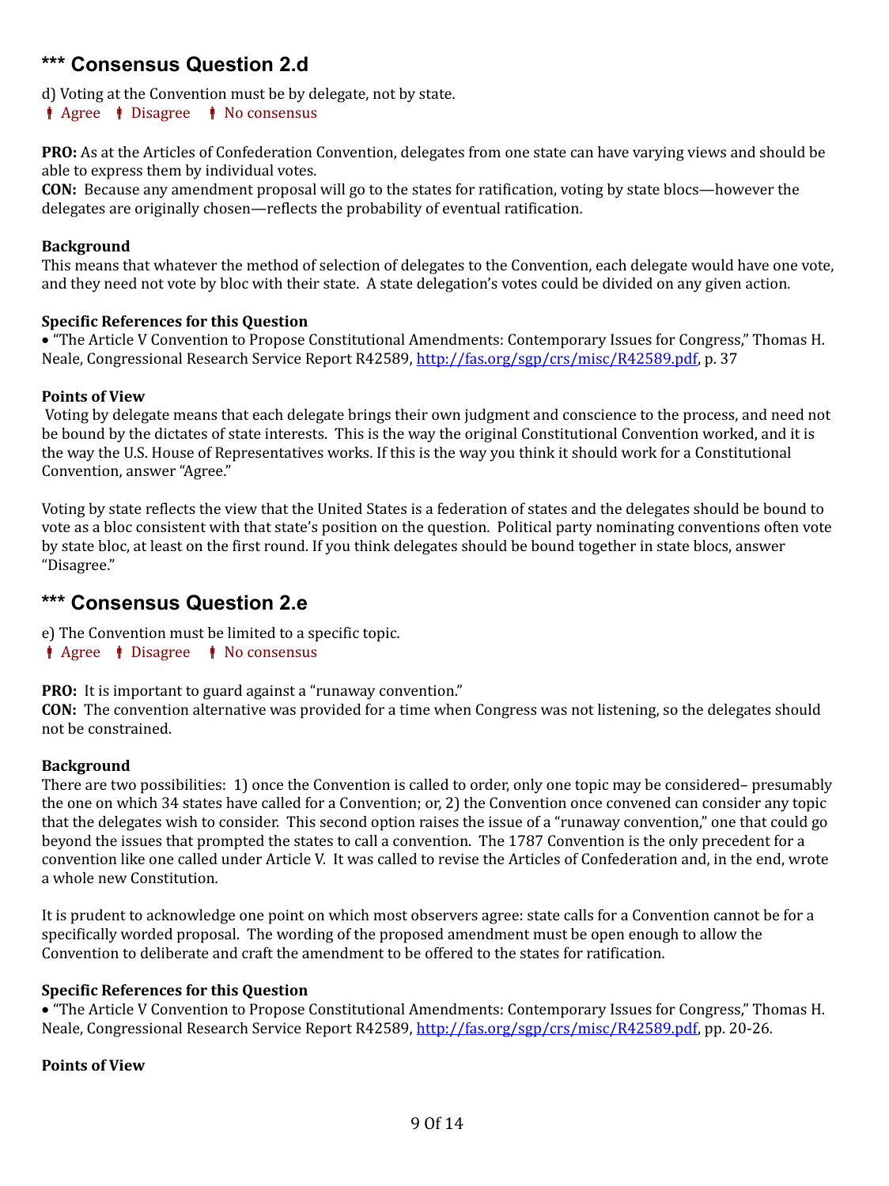## *** Consensus Question 2.d

d) Voting at the Convention must be by delegate, not by state.

Agree   Disagree   No consensus

**PRO:** As at the Articles of Confederation Convention, delegates from one state can have varying views and should be able to express them by individual votes.
**CON:** Because any amendment proposal will go to the states for ratification, voting by state blocs—however the delegates are originally chosen—reflects the probability of eventual ratification.

**Background**
This means that whatever the method of selection of delegates to the Convention, each delegate would have one vote, and they need not vote by bloc with their state. A state delegation's votes could be divided on any given action.

**Specific References for this Question**
• "The Article V Convention to Propose Constitutional Amendments: Contemporary Issues for Congress," Thomas H. Neale, Congressional Research Service Report R42589, http://fas.org/sgp/crs/misc/R42589.pdf, p. 37

**Points of View**
Voting by delegate means that each delegate brings their own judgment and conscience to the process, and need not be bound by the dictates of state interests. This is the way the original Constitutional Convention worked, and it is the way the U.S. House of Representatives works. If this is the way you think it should work for a Constitutional Convention, answer "Agree."

Voting by state reflects the view that the United States is a federation of states and the delegates should be bound to vote as a bloc consistent with that state's position on the question. Political party nominating conventions often vote by state bloc, at least on the first round. If you think delegates should be bound together in state blocs, answer "Disagree."

## *** Consensus Question 2.e

e) The Convention must be limited to a specific topic.

Agree   Disagree   No consensus

**PRO:** It is important to guard against a "runaway convention."
**CON:** The convention alternative was provided for a time when Congress was not listening, so the delegates should not be constrained.

**Background**
There are two possibilities: 1) once the Convention is called to order, only one topic may be considered– presumably the one on which 34 states have called for a Convention; or, 2) the Convention once convened can consider any topic that the delegates wish to consider. This second option raises the issue of a "runaway convention," one that could go beyond the issues that prompted the states to call a convention. The 1787 Convention is the only precedent for a convention like one called under Article V. It was called to revise the Articles of Confederation and, in the end, wrote a whole new Constitution.

It is prudent to acknowledge one point on which most observers agree: state calls for a Convention cannot be for a specifically worded proposal. The wording of the proposed amendment must be open enough to allow the Convention to deliberate and craft the amendment to be offered to the states for ratification.

**Specific References for this Question**
• "The Article V Convention to Propose Constitutional Amendments: Contemporary Issues for Congress," Thomas H. Neale, Congressional Research Service Report R42589, http://fas.org/sgp/crs/misc/R42589.pdf, pp. 20-26.

**Points of View**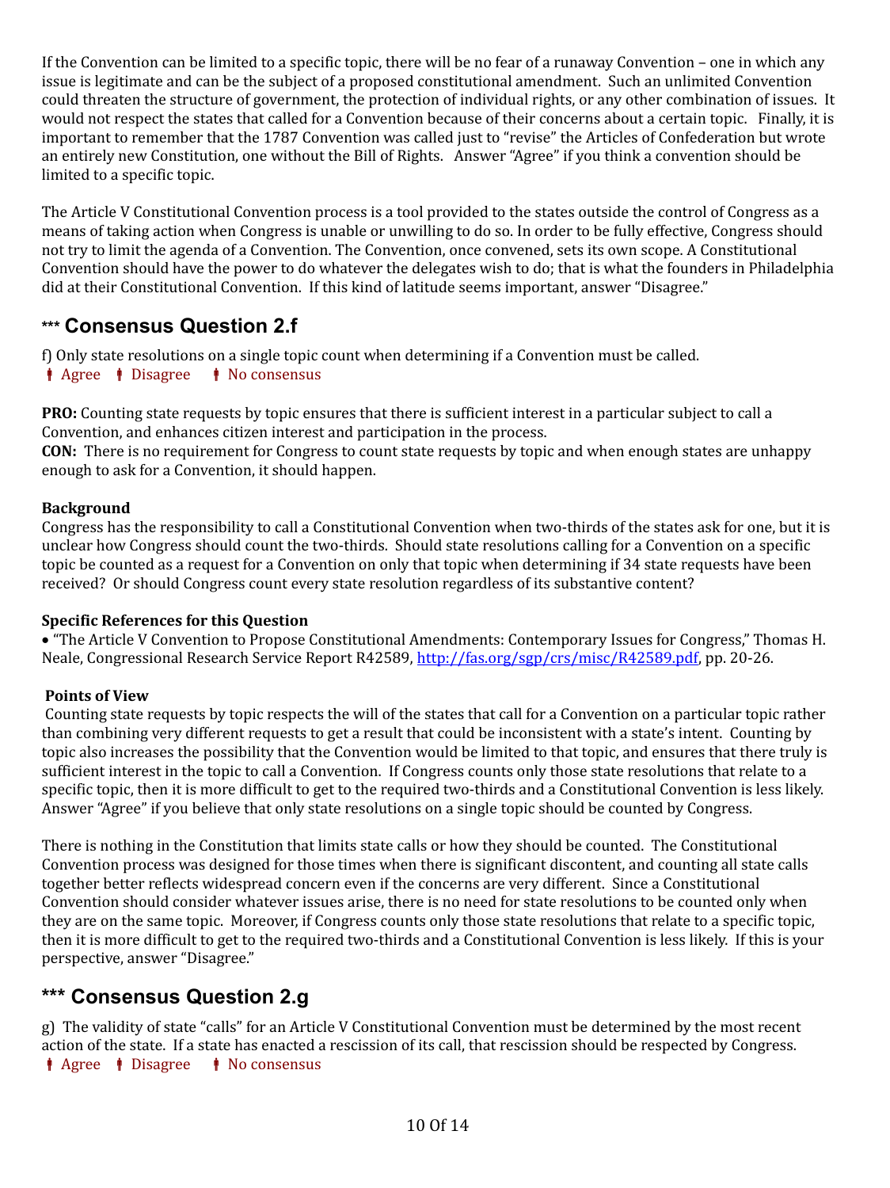If the Convention can be limited to a specific topic, there will be no fear of a runaway Convention – one in which any issue is legitimate and can be the subject of a proposed constitutional amendment. Such an unlimited Convention could threaten the structure of government, the protection of individual rights, or any other combination of issues. It would not respect the states that called for a Convention because of their concerns about a certain topic. Finally, it is important to remember that the 1787 Convention was called just to "revise" the Articles of Confederation but wrote an entirely new Constitution, one without the Bill of Rights. Answer "Agree" if you think a convention should be limited to a specific topic.

The Article V Constitutional Convention process is a tool provided to the states outside the control of Congress as a means of taking action when Congress is unable or unwilling to do so. In order to be fully effective, Congress should not try to limit the agenda of a Convention. The Convention, once convened, sets its own scope. A Constitutional Convention should have the power to do whatever the delegates wish to do; that is what the founders in Philadelphia did at their Constitutional Convention. If this kind of latitude seems important, answer "Disagree."

## *** Consensus Question 2.f

f) Only state resolutions on a single topic count when determining if a Convention must be called.

Agree   Disagree   No consensus

**PRO:** Counting state requests by topic ensures that there is sufficient interest in a particular subject to call a Convention, and enhances citizen interest and participation in the process.
**CON:** There is no requirement for Congress to count state requests by topic and when enough states are unhappy enough to ask for a Convention, it should happen.

**Background**
Congress has the responsibility to call a Constitutional Convention when two-thirds of the states ask for one, but it is unclear how Congress should count the two-thirds. Should state resolutions calling for a Convention on a specific topic be counted as a request for a Convention on only that topic when determining if 34 state requests have been received? Or should Congress count every state resolution regardless of its substantive content?

**Specific References for this Question**
- "The Article V Convention to Propose Constitutional Amendments: Contemporary Issues for Congress," Thomas H. Neale, Congressional Research Service Report R42589, http://fas.org/sgp/crs/misc/R42589.pdf, pp. 20-26.

**Points of View**
Counting state requests by topic respects the will of the states that call for a Convention on a particular topic rather than combining very different requests to get a result that could be inconsistent with a state's intent. Counting by topic also increases the possibility that the Convention would be limited to that topic, and ensures that there truly is sufficient interest in the topic to call a Convention. If Congress counts only those state resolutions that relate to a specific topic, then it is more difficult to get to the required two-thirds and a Constitutional Convention is less likely. Answer "Agree" if you believe that only state resolutions on a single topic should be counted by Congress.

There is nothing in the Constitution that limits state calls or how they should be counted. The Constitutional Convention process was designed for those times when there is significant discontent, and counting all state calls together better reflects widespread concern even if the concerns are very different. Since a Constitutional Convention should consider whatever issues arise, there is no need for state resolutions to be counted only when they are on the same topic. Moreover, if Congress counts only those state resolutions that relate to a specific topic, then it is more difficult to get to the required two-thirds and a Constitutional Convention is less likely. If this is your perspective, answer "Disagree."

## *** Consensus Question 2.g

g) The validity of state "calls" for an Article V Constitutional Convention must be determined by the most recent action of the state. If a state has enacted a rescission of its call, that rescission should be respected by Congress.

Agree   Disagree   No consensus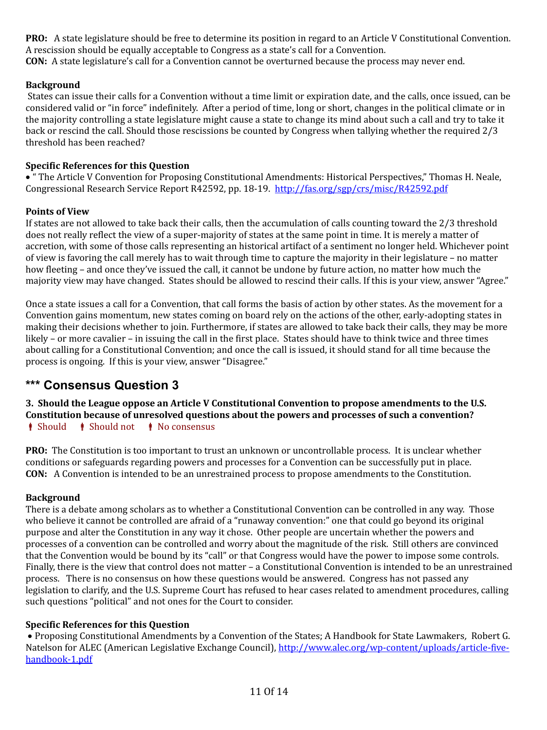**PRO:** A state legislature should be free to determine its position in regard to an Article V Constitutional Convention. A rescission should be equally acceptable to Congress as a state's call for a Convention.
**CON:** A state legislature's call for a Convention cannot be overturned because the process may never end.

**Background**
States can issue their calls for a Convention without a time limit or expiration date, and the calls, once issued, can be considered valid or "in force" indefinitely. After a period of time, long or short, changes in the political climate or in the majority controlling a state legislature might cause a state to change its mind about such a call and try to take it back or rescind the call. Should those rescissions be counted by Congress when tallying whether the required 2/3 threshold has been reached?

**Specific References for this Question**
• " The Article V Convention for Proposing Constitutional Amendments: Historical Perspectives," Thomas H. Neale, Congressional Research Service Report R42592, pp. 18-19. [http://fas.org/sgp/crs/misc/R42592.pdf](http://fas.org/sgp/crs/misc/R42592.pdf)

**Points of View**
If states are not allowed to take back their calls, then the accumulation of calls counting toward the 2/3 threshold does not really reflect the view of a super-majority of states at the same point in time. It is merely a matter of accretion, with some of those calls representing an historical artifact of a sentiment no longer held. Whichever point of view is favoring the call merely has to wait through time to capture the majority in their legislature – no matter how fleeting – and once they've issued the call, it cannot be undone by future action, no matter how much the majority view may have changed. States should be allowed to rescind their calls. If this is your view, answer "Agree."

Once a state issues a call for a Convention, that call forms the basis of action by other states. As the movement for a Convention gains momentum, new states coming on board rely on the actions of the other, early-adopting states in making their decisions whether to join. Furthermore, if states are allowed to take back their calls, they may be more likely – or more cavalier – in issuing the call in the first place. States should have to think twice and three times about calling for a Constitutional Convention; and once the call is issued, it should stand for all time because the process is ongoing. If this is your view, answer "Disagree."

## *** Consensus Question 3

**3. Should the League oppose an Article V Constitutional Convention to propose amendments to the U.S. Constitution because of unresolved questions about the powers and processes of such a convention?**
Should   Should not   No consensus

**PRO:** The Constitution is too important to trust an unknown or uncontrollable process. It is unclear whether conditions or safeguards regarding powers and processes for a Convention can be successfully put in place.
**CON:** A Convention is intended to be an unrestrained process to propose amendments to the Constitution.

**Background**
There is a debate among scholars as to whether a Constitutional Convention can be controlled in any way. Those who believe it cannot be controlled are afraid of a "runaway convention:" one that could go beyond its original purpose and alter the Constitution in any way it chose. Other people are uncertain whether the powers and processes of a convention can be controlled and worry about the magnitude of the risk. Still others are convinced that the Convention would be bound by its "call" or that Congress would have the power to impose some controls. Finally, there is the view that control does not matter – a Constitutional Convention is intended to be an unrestrained process. There is no consensus on how these questions would be answered. Congress has not passed any legislation to clarify, and the U.S. Supreme Court has refused to hear cases related to amendment procedures, calling such questions "political" and not ones for the Court to consider.

**Specific References for this Question**
• Proposing Constitutional Amendments by a Convention of the States; A Handbook for State Lawmakers, Robert G. Natelson for ALEC (American Legislative Exchange Council), [http://www.alec.org/wp-content/uploads/article-five-handbook-1.pdf](http://www.alec.org/wp-content/uploads/article-five-handbook-1.pdf)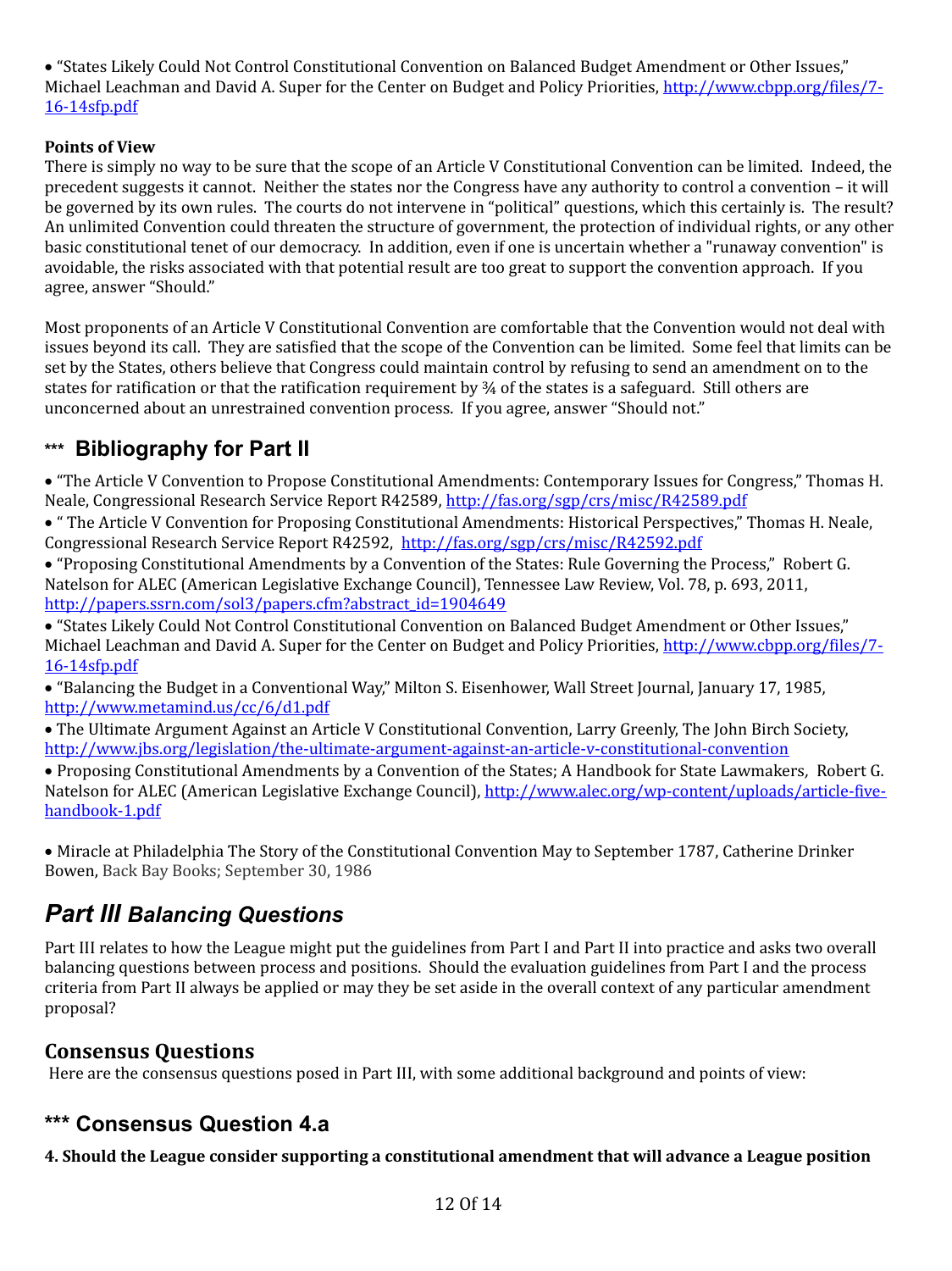• "States Likely Could Not Control Constitutional Convention on Balanced Budget Amendment or Other Issues," Michael Leachman and David A. Super for the Center on Budget and Policy Priorities, http://www.cbpp.org/files/7-16-14sfp.pdf

**Points of View**

There is simply no way to be sure that the scope of an Article V Constitutional Convention can be limited. Indeed, the precedent suggests it cannot. Neither the states nor the Congress have any authority to control a convention – it will be governed by its own rules. The courts do not intervene in "political" questions, which this certainly is. The result? An unlimited Convention could threaten the structure of government, the protection of individual rights, or any other basic constitutional tenet of our democracy. In addition, even if one is uncertain whether a "runaway convention" is avoidable, the risks associated with that potential result are too great to support the convention approach. If you agree, answer "Should."

Most proponents of an Article V Constitutional Convention are comfortable that the Convention would not deal with issues beyond its call. They are satisfied that the scope of the Convention can be limited. Some feel that limits can be set by the States, others believe that Congress could maintain control by refusing to send an amendment on to the states for ratification or that the ratification requirement by ¾ of the states is a safeguard. Still others are unconcerned about an unrestrained convention process. If you agree, answer "Should not."

## *** Bibliography for Part II

• "The Article V Convention to Propose Constitutional Amendments: Contemporary Issues for Congress," Thomas H. Neale, Congressional Research Service Report R42589, http://fas.org/sgp/crs/misc/R42589.pdf

• " The Article V Convention for Proposing Constitutional Amendments: Historical Perspectives," Thomas H. Neale, Congressional Research Service Report R42592, http://fas.org/sgp/crs/misc/R42592.pdf

• "Proposing Constitutional Amendments by a Convention of the States: Rule Governing the Process," Robert G. Natelson for ALEC (American Legislative Exchange Council), Tennessee Law Review, Vol. 78, p. 693, 2011, http://papers.ssrn.com/sol3/papers.cfm?abstract_id=1904649

• "States Likely Could Not Control Constitutional Convention on Balanced Budget Amendment or Other Issues," Michael Leachman and David A. Super for the Center on Budget and Policy Priorities, http://www.cbpp.org/files/7-16-14sfp.pdf

• "Balancing the Budget in a Conventional Way," Milton S. Eisenhower, Wall Street Journal, January 17, 1985, http://www.metamind.us/cc/6/d1.pdf

• The Ultimate Argument Against an Article V Constitutional Convention, Larry Greenly, The John Birch Society, http://www.jbs.org/legislation/the-ultimate-argument-against-an-article-v-constitutional-convention

• Proposing Constitutional Amendments by a Convention of the States; A Handbook for State Lawmakers, Robert G. Natelson for ALEC (American Legislative Exchange Council), http://www.alec.org/wp-content/uploads/article-five-handbook-1.pdf

• Miracle at Philadelphia The Story of the Constitutional Convention May to September 1787, Catherine Drinker Bowen, Back Bay Books; September 30, 1986

# *Part III Balancing Questions*

Part III relates to how the League might put the guidelines from Part I and Part II into practice and asks two overall balancing questions between process and positions. Should the evaluation guidelines from Part I and the process criteria from Part II always be applied or may they be set aside in the overall context of any particular amendment proposal?

## Consensus Questions

Here are the consensus questions posed in Part III, with some additional background and points of view:

## *** Consensus Question 4.a

**4. Should the League consider supporting a constitutional amendment that will advance a League position**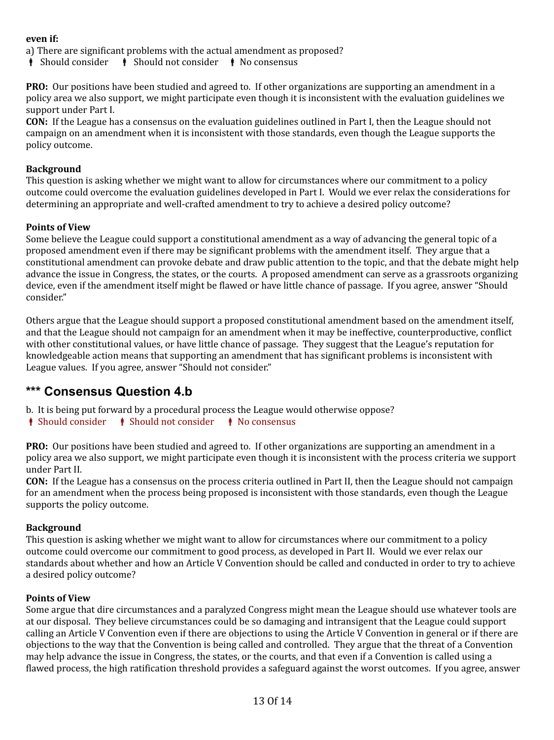**even if:**

a) There are significant problems with the actual amendment as proposed?

⧫ Should consider ⧫ Should not consider ⧫ No consensus

**PRO:** Our positions have been studied and agreed to. If other organizations are supporting an amendment in a policy area we also support, we might participate even though it is inconsistent with the evaluation guidelines we support under Part I.

**CON:** If the League has a consensus on the evaluation guidelines outlined in Part I, then the League should not campaign on an amendment when it is inconsistent with those standards, even though the League supports the policy outcome.

**Background**

This question is asking whether we might want to allow for circumstances where our commitment to a policy outcome could overcome the evaluation guidelines developed in Part I. Would we ever relax the considerations for determining an appropriate and well-crafted amendment to try to achieve a desired policy outcome?

**Points of View**

Some believe the League could support a constitutional amendment as a way of advancing the general topic of a proposed amendment even if there may be significant problems with the amendment itself. They argue that a constitutional amendment can provoke debate and draw public attention to the topic, and that the debate might help advance the issue in Congress, the states, or the courts. A proposed amendment can serve as a grassroots organizing device, even if the amendment itself might be flawed or have little chance of passage. If you agree, answer "Should consider."

Others argue that the League should support a proposed constitutional amendment based on the amendment itself, and that the League should not campaign for an amendment when it may be ineffective, counterproductive, conflict with other constitutional values, or have little chance of passage. They suggest that the League's reputation for knowledgeable action means that supporting an amendment that has significant problems is inconsistent with League values. If you agree, answer "Should not consider."

## *** Consensus Question 4.b

b. It is being put forward by a procedural process the League would otherwise oppose?

⧫ Should consider ⧫ Should not consider ⧫ No consensus

**PRO:** Our positions have been studied and agreed to. If other organizations are supporting an amendment in a policy area we also support, we might participate even though it is inconsistent with the process criteria we support under Part II.

**CON:** If the League has a consensus on the process criteria outlined in Part II, then the League should not campaign for an amendment when the process being proposed is inconsistent with those standards, even though the League supports the policy outcome.

**Background**

This question is asking whether we might want to allow for circumstances where our commitment to a policy outcome could overcome our commitment to good process, as developed in Part II. Would we ever relax our standards about whether and how an Article V Convention should be called and conducted in order to try to achieve a desired policy outcome?

**Points of View**

Some argue that dire circumstances and a paralyzed Congress might mean the League should use whatever tools are at our disposal. They believe circumstances could be so damaging and intransigent that the League could support calling an Article V Convention even if there are objections to using the Article V Convention in general or if there are objections to the way that the Convention is being called and controlled. They argue that the threat of a Convention may help advance the issue in Congress, the states, or the courts, and that even if a Convention is called using a flawed process, the high ratification threshold provides a safeguard against the worst outcomes. If you agree, answer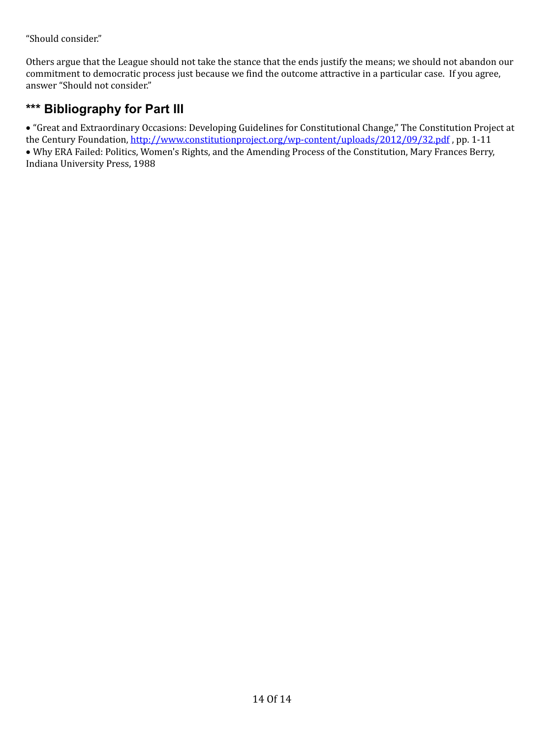"Should consider."

Others argue that the League should not take the stance that the ends justify the means; we should not abandon our commitment to democratic process just because we find the outcome attractive in a particular case. If you agree, answer "Should not consider."

## *** Bibliography for Part III

- "Great and Extraordinary Occasions: Developing Guidelines for Constitutional Change," The Constitution Project at the Century Foundation, http://www.constitutionproject.org/wp-content/uploads/2012/09/32.pdf , pp. 1-11
- Why ERA Failed: Politics, Women's Rights, and the Amending Process of the Constitution, Mary Frances Berry, Indiana University Press, 1988